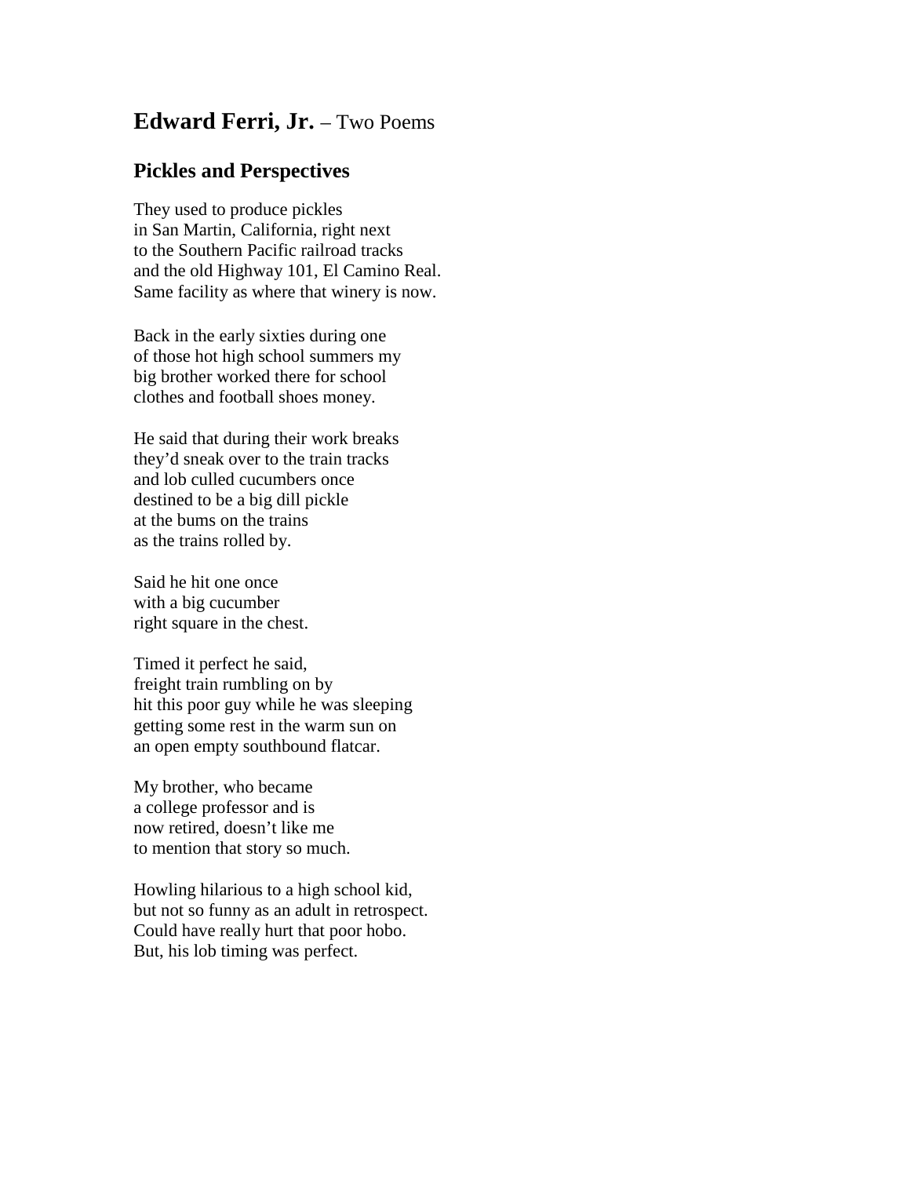# **Edward Ferri, Jr.** – Two Poems

## Pickles and Perspectives

They used to produce pickles  
in San Martin, California, right next  
to the Southern Pacific railroad tracks  
and the old Highway 101, El Camino Real.  
Same facility as where that winery is now.

Back in the early sixties during one  
of those hot high school summers my  
big brother worked there for school  
clothes and football shoes money.

He said that during their work breaks  
they'd sneak over to the train tracks  
and lob culled cucumbers once  
destined to be a big dill pickle  
at the bums on the trains  
as the trains rolled by.

Said he hit one once  
with a big cucumber  
right square in the chest.

Timed it perfect he said,  
freight train rumbling on by  
hit this poor guy while he was sleeping  
getting some rest in the warm sun on  
an open empty southbound flatcar.

My brother, who became  
a college professor and is  
now retired, doesn't like me  
to mention that story so much.

Howling hilarious to a high school kid,  
but not so funny as an adult in retrospect.  
Could have really hurt that poor hobo.  
But, his lob timing was perfect.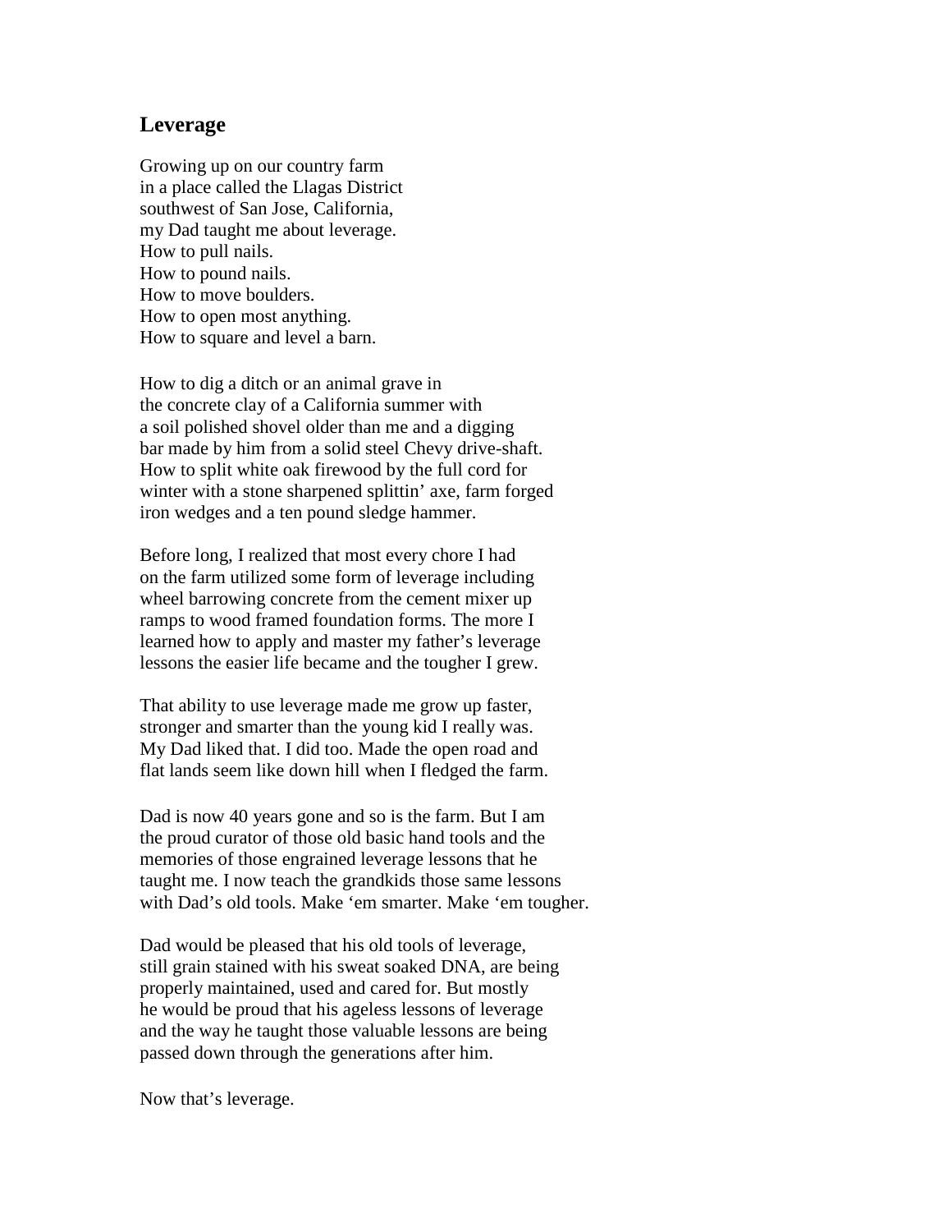## Leverage

Growing up on our country farm  
in a place called the Llagas District  
southwest of San Jose, California,  
my Dad taught me about leverage.  
How to pull nails.  
How to pound nails.  
How to move boulders.  
How to open most anything.  
How to square and level a barn.

How to dig a ditch or an animal grave in  
the concrete clay of a California summer with  
a soil polished shovel older than me and a digging  
bar made by him from a solid steel Chevy drive-shaft.  
How to split white oak firewood by the full cord for  
winter with a stone sharpened splittin' axe, farm forged  
iron wedges and a ten pound sledge hammer.

Before long, I realized that most every chore I had  
on the farm utilized some form of leverage including  
wheel barrowing concrete from the cement mixer up  
ramps to wood framed foundation forms. The more I  
learned how to apply and master my father's leverage  
lessons the easier life became and the tougher I grew.

That ability to use leverage made me grow up faster,  
stronger and smarter than the young kid I really was.  
My Dad liked that. I did too. Made the open road and  
flat lands seem like down hill when I fledged the farm.

Dad is now 40 years gone and so is the farm. But I am  
the proud curator of those old basic hand tools and the  
memories of those engrained leverage lessons that he  
taught me. I now teach the grandkids those same lessons  
with Dad's old tools. Make 'em smarter. Make 'em tougher.

Dad would be pleased that his old tools of leverage,  
still grain stained with his sweat soaked DNA, are being  
properly maintained, used and cared for. But mostly  
he would be proud that his ageless lessons of leverage  
and the way he taught those valuable lessons are being  
passed down through the generations after him.

Now that's leverage.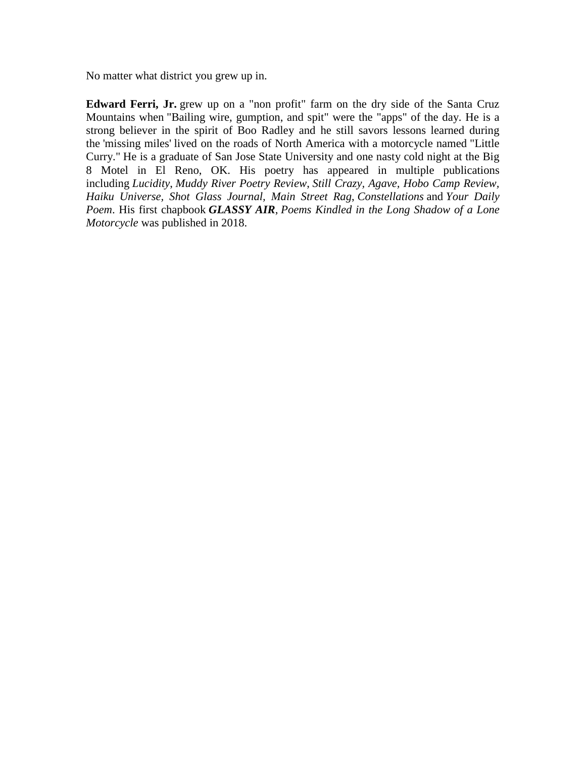No matter what district you grew up in.

**Edward Ferri, Jr.** grew up on a "non profit" farm on the dry side of the Santa Cruz Mountains when "Bailing wire, gumption, and spit" were the "apps" of the day. He is a strong believer in the spirit of Boo Radley and he still savors lessons learned during the 'missing miles' lived on the roads of North America with a motorcycle named "Little Curry." He is a graduate of San Jose State University and one nasty cold night at the Big 8 Motel in El Reno, OK. His poetry has appeared in multiple publications including *Lucidity*, *Muddy River Poetry Review*, *Still Crazy, Agave, Hobo Camp Review, Haiku Universe, Shot Glass Journal, Main Street Rag*, *Constellations* and *Your Daily Poem*. His first chapbook ***GLASSY AIR***, *Poems Kindled in the Long Shadow of a Lone Motorcycle* was published in 2018.